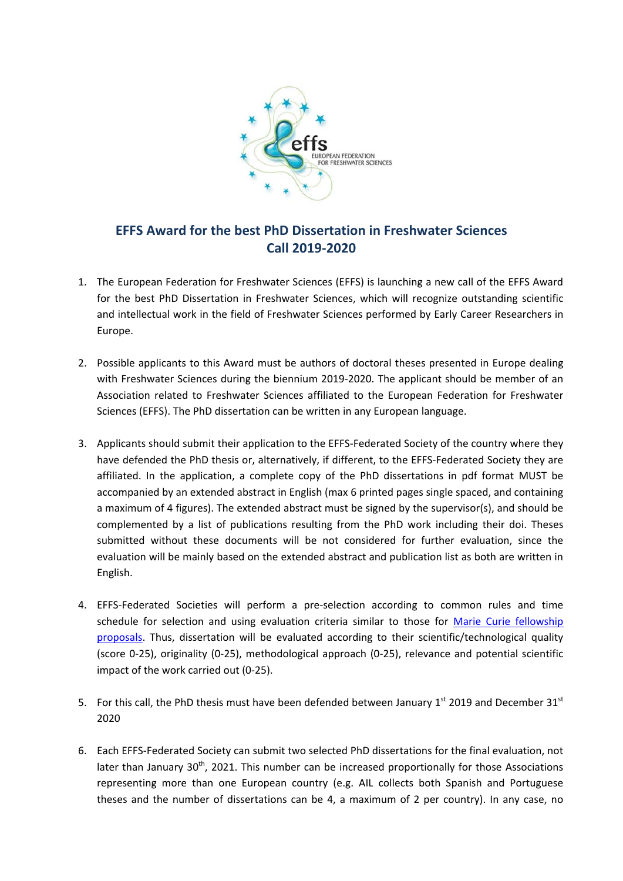# EFFS Award for the best PhD Dissertation in Freshwater Sciences
## Call 2019-2020

1. The European Federation for Freshwater Sciences (EFFS) is launching a new call of the EFFS Award for the best PhD Dissertation in Freshwater Sciences, which will recognize outstanding scientific and intellectual work in the field of Freshwater Sciences performed by Early Career Researchers in Europe.

2. Possible applicants to this Award must be authors of doctoral theses presented in Europe dealing with Freshwater Sciences during the biennium 2019-2020. The applicant should be member of an Association related to Freshwater Sciences affiliated to the European Federation for Freshwater Sciences (EFFS). The PhD dissertation can be written in any European language.

3. Applicants should submit their application to the EFFS-Federated Society of the country where they have defended the PhD thesis or, alternatively, if different, to the EFFS-Federated Society they are affiliated. In the application, a complete copy of the PhD dissertations in pdf format MUST be accompanied by an extended abstract in English (max 6 printed pages single spaced, and containing a maximum of 4 figures). The extended abstract must be signed by the supervisor(s), and should be complemented by a list of publications resulting from the PhD work including their doi. Theses submitted without these documents will be not considered for further evaluation, since the evaluation will be mainly based on the extended abstract and publication list as both are written in English.

4. EFFS-Federated Societies will perform a pre-selection according to common rules and time schedule for selection and using evaluation criteria similar to those for Marie Curie fellowship proposals. Thus, dissertation will be evaluated according to their scientific/technological quality (score 0-25), originality (0-25), methodological approach (0-25), relevance and potential scientific impact of the work carried out (0-25).

5. For this call, the PhD thesis must have been defended between January 1st 2019 and December 31st 2020

6. Each EFFS-Federated Society can submit two selected PhD dissertations for the final evaluation, not later than January 30th, 2021. This number can be increased proportionally for those Associations representing more than one European country (e.g. AIL collects both Spanish and Portuguese theses and the number of dissertations can be 4, a maximum of 2 per country). In any case, no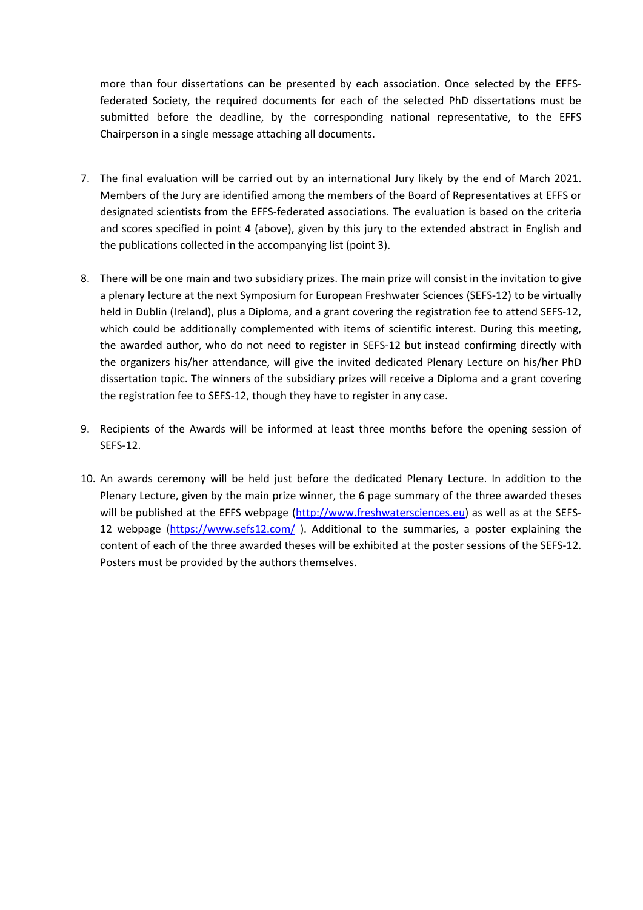more than four dissertations can be presented by each association. Once selected by the EFFS-federated Society, the required documents for each of the selected PhD dissertations must be submitted before the deadline, by the corresponding national representative, to the EFFS Chairperson in a single message attaching all documents.

7. The final evaluation will be carried out by an international Jury likely by the end of March 2021. Members of the Jury are identified among the members of the Board of Representatives at EFFS or designated scientists from the EFFS-federated associations. The evaluation is based on the criteria and scores specified in point 4 (above), given by this jury to the extended abstract in English and the publications collected in the accompanying list (point 3).

8. There will be one main and two subsidiary prizes. The main prize will consist in the invitation to give a plenary lecture at the next Symposium for European Freshwater Sciences (SEFS-12) to be virtually held in Dublin (Ireland), plus a Diploma, and a grant covering the registration fee to attend SEFS-12, which could be additionally complemented with items of scientific interest. During this meeting, the awarded author, who do not need to register in SEFS-12 but instead confirming directly with the organizers his/her attendance, will give the invited dedicated Plenary Lecture on his/her PhD dissertation topic. The winners of the subsidiary prizes will receive a Diploma and a grant covering the registration fee to SEFS-12, though they have to register in any case.

9. Recipients of the Awards will be informed at least three months before the opening session of SEFS-12.

10. An awards ceremony will be held just before the dedicated Plenary Lecture. In addition to the Plenary Lecture, given by the main prize winner, the 6 page summary of the three awarded theses will be published at the EFFS webpage (http://www.freshwatersciences.eu) as well as at the SEFS-12 webpage (https://www.sefs12.com/ ). Additional to the summaries, a poster explaining the content of each of the three awarded theses will be exhibited at the poster sessions of the SEFS-12. Posters must be provided by the authors themselves.